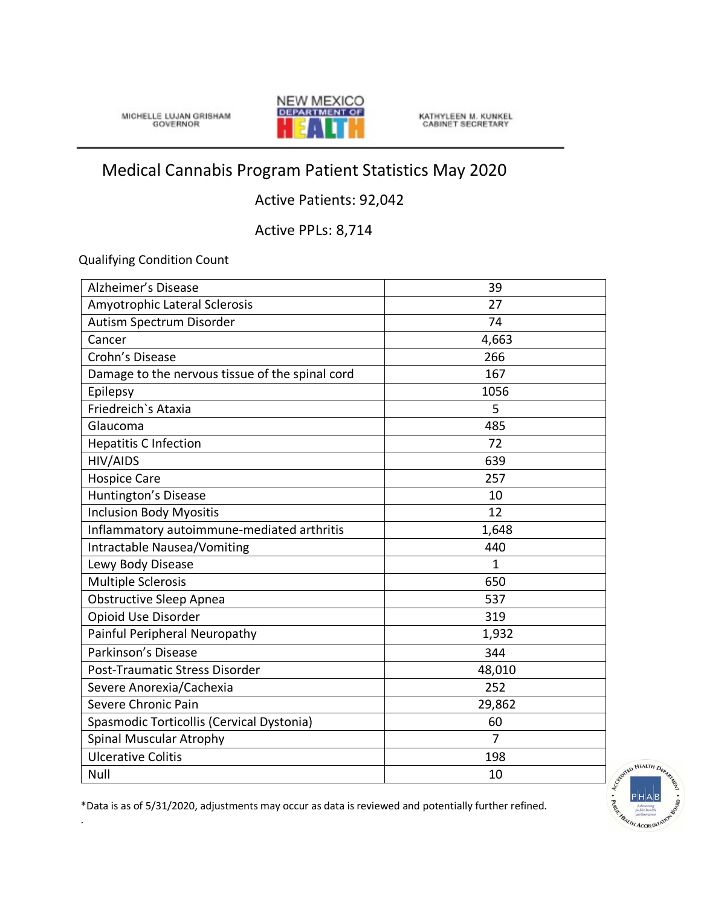MICHELLE LUJAN GRISHAM
GOVERNOR

NEW MEXICO DEPARTMENT OF HEALTH

KATHYLEEN M. KUNKEL
CABINET SECRETARY

# Medical Cannabis Program Patient Statistics May 2020

Active Patients: 92,042

Active PPLs: 8,714

Qualifying Condition Count

| | |
|---|---|
| Alzheimer's Disease | 39 |
| Amyotrophic Lateral Sclerosis | 27 |
| Autism Spectrum Disorder | 74 |
| Cancer | 4,663 |
| Crohn's Disease | 266 |
| Damage to the nervous tissue of the spinal cord | 167 |
| Epilepsy | 1056 |
| Friedreich`s Ataxia | 5 |
| Glaucoma | 485 |
| Hepatitis C Infection | 72 |
| HIV/AIDS | 639 |
| Hospice Care | 257 |
| Huntington's Disease | 10 |
| Inclusion Body Myositis | 12 |
| Inflammatory autoimmune-mediated arthritis | 1,648 |
| Intractable Nausea/Vomiting | 440 |
| Lewy Body Disease | 1 |
| Multiple Sclerosis | 650 |
| Obstructive Sleep Apnea | 537 |
| Opioid Use Disorder | 319 |
| Painful Peripheral Neuropathy | 1,932 |
| Parkinson's Disease | 344 |
| Post-Traumatic Stress Disorder | 48,010 |
| Severe Anorexia/Cachexia | 252 |
| Severe Chronic Pain | 29,862 |
| Spasmodic Torticollis (Cervical Dystonia) | 60 |
| Spinal Muscular Atrophy | 7 |
| Ulcerative Colitis | 198 |
| Null | 10 |

*Data is as of 5/31/2020, adjustments may occur as data is reviewed and potentially further refined.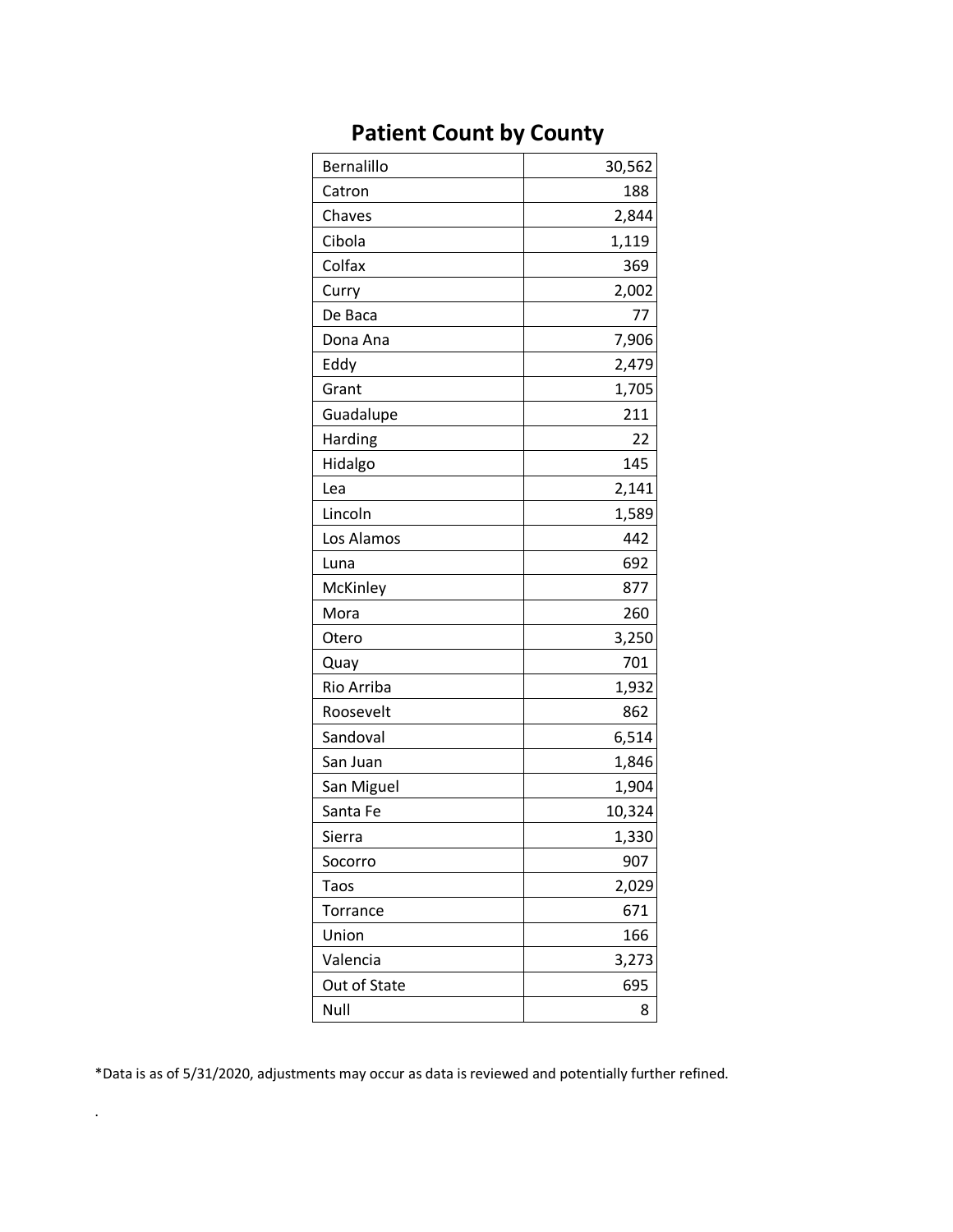## Patient Count by County

| | |
|---|---|
| Bernalillo | 30,562 |
| Catron | 188 |
| Chaves | 2,844 |
| Cibola | 1,119 |
| Colfax | 369 |
| Curry | 2,002 |
| De Baca | 77 |
| Dona Ana | 7,906 |
| Eddy | 2,479 |
| Grant | 1,705 |
| Guadalupe | 211 |
| Harding | 22 |
| Hidalgo | 145 |
| Lea | 2,141 |
| Lincoln | 1,589 |
| Los Alamos | 442 |
| Luna | 692 |
| McKinley | 877 |
| Mora | 260 |
| Otero | 3,250 |
| Quay | 701 |
| Rio Arriba | 1,932 |
| Roosevelt | 862 |
| Sandoval | 6,514 |
| San Juan | 1,846 |
| San Miguel | 1,904 |
| Santa Fe | 10,324 |
| Sierra | 1,330 |
| Socorro | 907 |
| Taos | 2,029 |
| Torrance | 671 |
| Union | 166 |
| Valencia | 3,273 |
| Out of State | 695 |
| Null | 8 |

*Data is as of 5/31/2020, adjustments may occur as data is reviewed and potentially further refined.

.